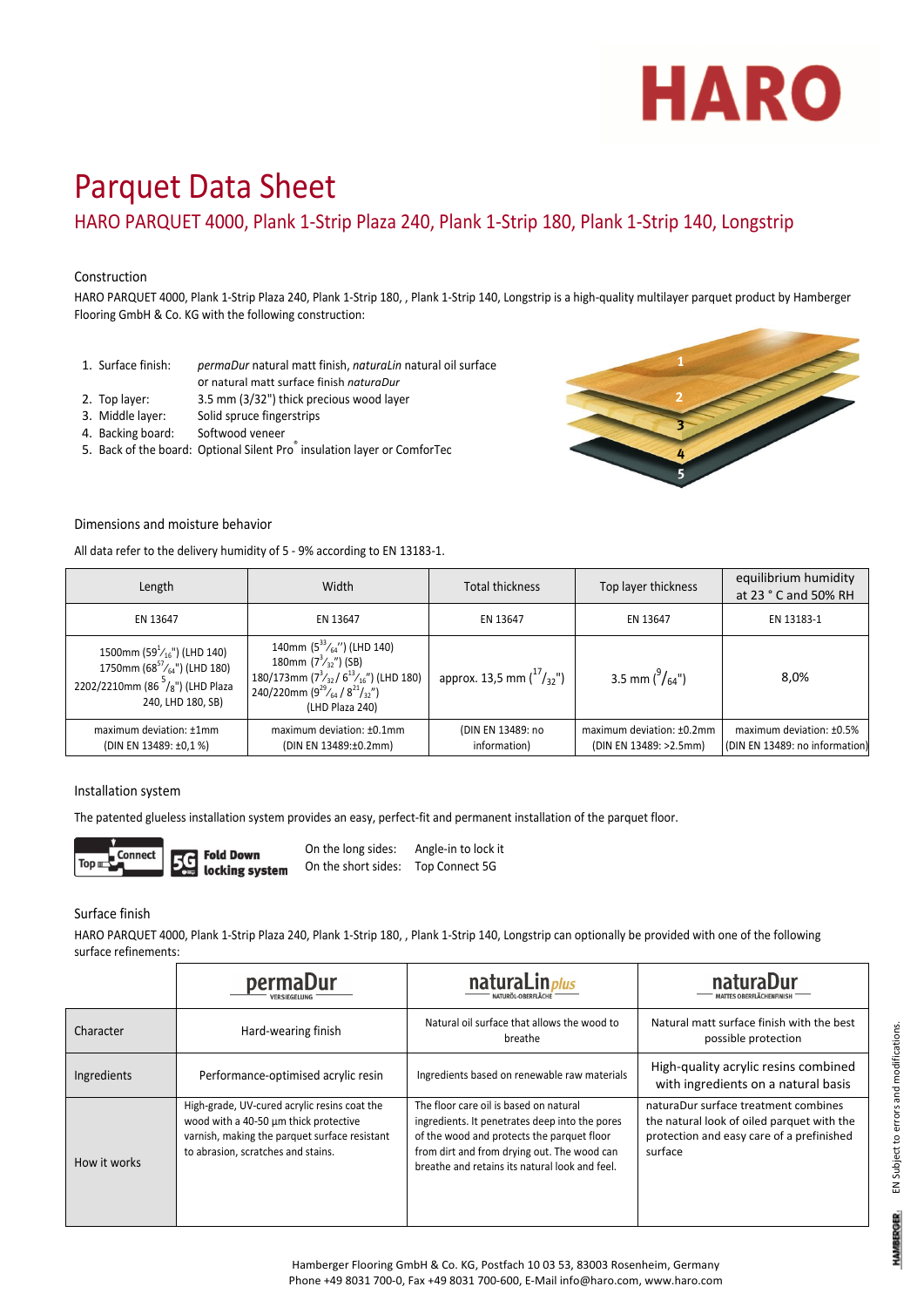HARO

# Parquet Data Sheet

## HARO PARQUET 4000, Plank 1-Strip Plaza 240, Plank 1-Strip 180, Plank 1-Strip 140, Longstrip

### Construction

HARO PARQUET 4000, Plank 1-Strip Plaza 240, Plank 1-Strip 180, , Plank 1-Strip 140, Longstrip is a high-quality multilayer parquet product by Hamberger Flooring GmbH & Co. KG with the following construction:

1. Surface finish: *permaDur* natural matt finish, *naturaLin* natural oil surface or natural matt surface finish *naturaDur*
2. Top layer: 3.5 mm (3/32") thick precious wood layer
3. Middle layer: Solid spruce fingerstrips
4. Backing board: Softwood veneer
5. Back of the board: Optional Silent Pro® insulation layer or ComforTec

### Dimensions and moisture behavior

All data refer to the delivery humidity of 5 - 9% according to EN 13183-1.

| Length | Width | Total thickness | Top layer thickness | equilibrium humidity at 23 ° C and 50% RH |
|---|---|---|---|---|
| EN 13647 | EN 13647 | EN 13647 | EN 13647 | EN 13183-1 |
| 1500mm (59 1/16") (LHD 140)<br>1750mm (68 57/64") (LHD 180)<br>2202/2210mm (86 5/8") (LHD Plaza 240, LHD 180, SB) | 140mm (5 33/64") (LHD 140)<br>180mm (7 3/32") (SB)<br>180/173mm (7 3/32 / 6 13/16") (LHD 180)<br>240/220mm (9 29/64 / 8 21/32")<br>(LHD Plaza 240) | approx. 13,5 mm (17/32") | 3.5 mm (9/64") | 8,0% |
| maximum deviation: ±1mm<br>(DIN EN 13489: ±0,1 %) | maximum deviation: ±0.1mm<br>(DIN EN 13489:±0.2mm) | (DIN EN 13489: no information) | maximum deviation: ±0.2mm<br>(DIN EN 13489: >2.5mm) | maximum deviation: ±0.5%<br>(DIN EN 13489: no information) |

### Installation system

The patented glueless installation system provides an easy, perfect-fit and permanent installation of the parquet floor.

Top Connect | 5G Fold Down locking system

On the long sides: Angle-in to lock it
On the short sides: Top Connect 5G

### Surface finish

HARO PARQUET 4000, Plank 1-Strip Plaza 240, Plank 1-Strip 180, , Plank 1-Strip 140, Longstrip can optionally be provided with one of the following surface refinements:

| | permaDur (VERSIEGELUNG) | naturaLin plus (NATURÖL-OBERFLÄCHE) | naturaDur (MATTES OBERFLÄCHENFINISH) |
|---|---|---|---|
| Character | Hard-wearing finish | Natural oil surface that allows the wood to breathe | Natural matt surface finish with the best possible protection |
| Ingredients | Performance-optimised acrylic resin | Ingredients based on renewable raw materials | High-quality acrylic resins combined with ingredients on a natural basis |
| How it works | High-grade, UV-cured acrylic resins coat the wood with a 40-50 µm thick protective varnish, making the parquet surface resistant to abrasion, scratches and stains. | The floor care oil is based on natural ingredients. It penetrates deep into the pores of the wood and protects the parquet floor from dirt and from drying out. The wood can breathe and retains its natural look and feel. | naturaDur surface treatment combines the natural look of oiled parquet with the protection and easy care of a prefinished surface |

Hamberger Flooring GmbH & Co. KG, Postfach 10 03 53, 83003 Rosenheim, Germany
Phone +49 8031 700-0, Fax +49 8031 700-600, E-Mail info@haro.com, www.haro.com

EN Subject to errors and modifications.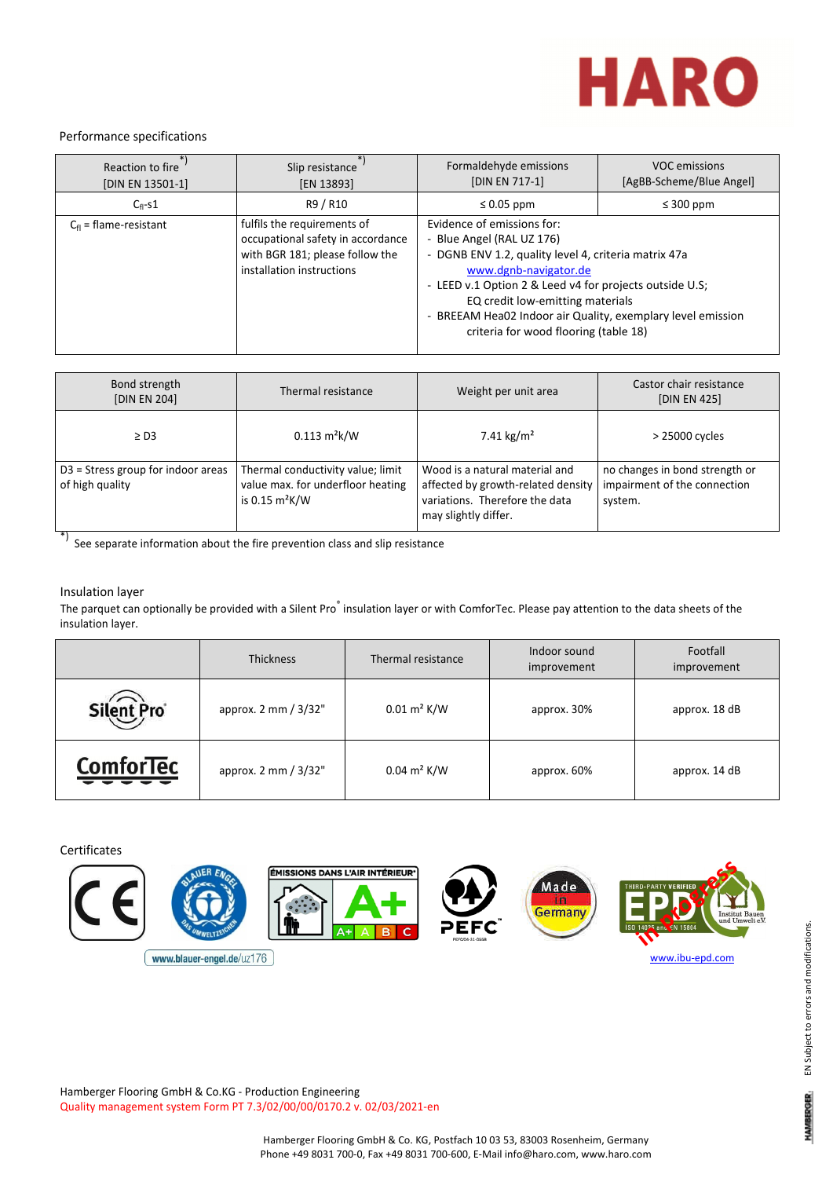Performance specifications

| Reaction to fire *) [DIN EN 13501-1] | Slip resistance *) [EN 13893] | Formaldehyde emissions [DIN EN 717-1] | VOC emissions [AgBB-Scheme/Blue Angel] |
|---|---|---|---|
| $C_{fl}$-s1 | R9 / R10 | ≤ 0.05 ppm | ≤ 300 ppm |
| $C_{fl}$ = flame-resistant | fulfils the requirements of occupational safety in accordance with BGR 181; please follow the installation instructions | Evidence of emissions for: - Blue Angel (RAL UZ 176) - DGNB ENV 1.2, quality level 4, criteria matrix 47a www.dgnb-navigator.de - LEED v.1 Option 2 & Leed v4 for projects outside U.S; EQ credit low-emitting materials - BREEAM Hea02 Indoor air Quality, exemplary level emission criteria for wood flooring (table 18) | |

| Bond strength [DIN EN 204] | Thermal resistance | Weight per unit area | Castor chair resistance [DIN EN 425] |
|---|---|---|---|
| ≥ D3 | 0.113 m²k/W | 7.41 kg/m² | > 25000 cycles |
| D3 = Stress group for indoor areas of high quality | Thermal conductivity value; limit value max. for underfloor heating is 0.15 m²K/W | Wood is a natural material and affected by growth-related density variations. Therefore the data may slightly differ. | no changes in bond strength or impairment of the connection system. |

*) See separate information about the fire prevention class and slip resistance

Insulation layer

The parquet can optionally be provided with a Silent Pro® insulation layer or with ComforTec. Please pay attention to the data sheets of the insulation layer.

| | Thickness | Thermal resistance | Indoor sound improvement | Footfall improvement |
|---|---|---|---|---|
| Silent Pro | approx. 2 mm / 3/32" | 0.01 m² K/W | approx. 30% | approx. 18 dB |
| ComforTec | approx. 2 mm / 3/32" | 0.04 m² K/W | approx. 60% | approx. 14 dB |

Certificates

www.blauer-engel.de/uz176

www.ibu-epd.com

Hamberger Flooring GmbH & Co.KG - Production Engineering

Quality management system Form PT 7.3/02/00/00/0170.2 v. 02/03/2021-en

Hamberger Flooring GmbH & Co. KG, Postfach 10 03 53, 83003 Rosenheim, Germany
Phone +49 8031 700-0, Fax +49 8031 700-600, E-Mail info@haro.com, www.haro.com

EN Subject to errors and modifications.